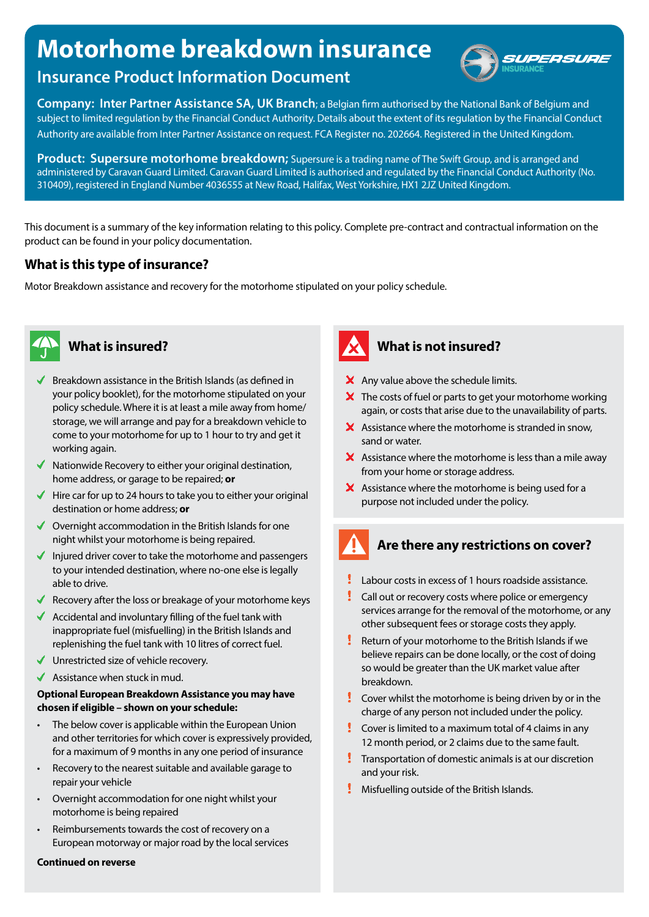# Motorhome breakdown insurance

## Insurance Product Information Document

**Company: Inter Partner Assistance SA, UK Branch**; a Belgian firm authorised by the National Bank of Belgium and subject to limited regulation by the Financial Conduct Authority. Details about the extent of its regulation by the Financial Conduct Authority are available from Inter Partner Assistance on request. FCA Register no. 202664. Registered in the United Kingdom.

**Product: Supersure motorhome breakdown;** Supersure is a trading name of The Swift Group, and is arranged and administered by Caravan Guard Limited. Caravan Guard Limited is authorised and regulated by the Financial Conduct Authority (No. 310409), registered in England Number 4036555 at New Road, Halifax, West Yorkshire, HX1 2JZ United Kingdom.

This document is a summary of the key information relating to this policy. Complete pre-contract and contractual information on the product can be found in your policy documentation.

### What is this type of insurance?

Motor Breakdown assistance and recovery for the motorhome stipulated on your policy schedule.

### What is insured?

- ✓ Breakdown assistance in the British Islands (as defined in your policy booklet), for the motorhome stipulated on your policy schedule. Where it is at least a mile away from home/storage, we will arrange and pay for a breakdown vehicle to come to your motorhome for up to 1 hour to try and get it working again.
- ✓ Nationwide Recovery to either your original destination, home address, or garage to be repaired; **or**
- ✓ Hire car for up to 24 hours to take you to either your original destination or home address; **or**
- ✓ Overnight accommodation in the British Islands for one night whilst your motorhome is being repaired.
- ✓ Injured driver cover to take the motorhome and passengers to your intended destination, where no-one else is legally able to drive.
- ✓ Recovery after the loss or breakage of your motorhome keys
- ✓ Accidental and involuntary filling of the fuel tank with inappropriate fuel (misfuelling) in the British Islands and replenishing the fuel tank with 10 litres of correct fuel.
- ✓ Unrestricted size of vehicle recovery.
- ✓ Assistance when stuck in mud.

**Optional European Breakdown Assistance you may have chosen if eligible – shown on your schedule:**

- The below cover is applicable within the European Union and other territories for which cover is expressively provided, for a maximum of 9 months in any one period of insurance
- Recovery to the nearest suitable and available garage to repair your vehicle
- Overnight accommodation for one night whilst your motorhome is being repaired
- Reimbursements towards the cost of recovery on a European motorway or major road by the local services

**Continued on reverse**

### What is not insured?

- ✗ Any value above the schedule limits.
- ✗ The costs of fuel or parts to get your motorhome working again, or costs that arise due to the unavailability of parts.
- ✗ Assistance where the motorhome is stranded in snow, sand or water.
- ✗ Assistance where the motorhome is less than a mile away from your home or storage address.
- ✗ Assistance where the motorhome is being used for a purpose not included under the policy.

### Are there any restrictions on cover?

- ! Labour costs in excess of 1 hours roadside assistance.
- ! Call out or recovery costs where police or emergency services arrange for the removal of the motorhome, or any other subsequent fees or storage costs they apply.
- ! Return of your motorhome to the British Islands if we believe repairs can be done locally, or the cost of doing so would be greater than the UK market value after breakdown.
- ! Cover whilst the motorhome is being driven by or in the charge of any person not included under the policy.
- ! Cover is limited to a maximum total of 4 claims in any 12 month period, or 2 claims due to the same fault.
- ! Transportation of domestic animals is at our discretion and your risk.
- ! Misfuelling outside of the British Islands.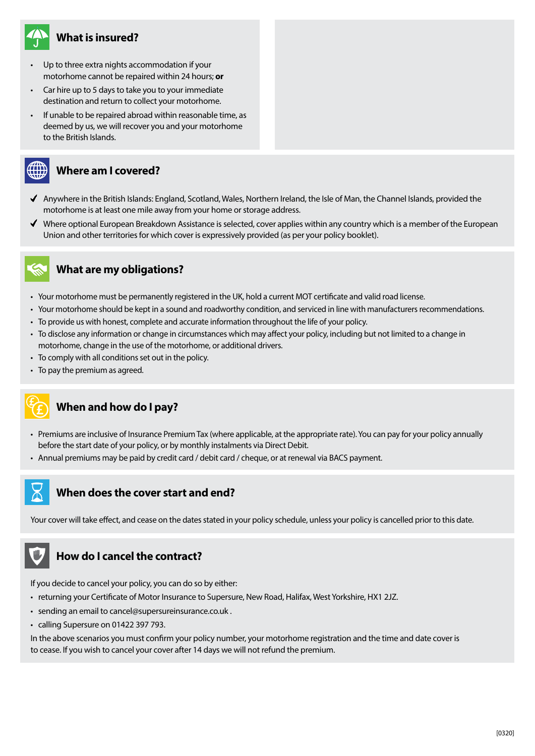## What is insured?

- Up to three extra nights accommodation if your motorhome cannot be repaired within 24 hours; **or**
- Car hire up to 5 days to take you to your immediate destination and return to collect your motorhome.
- If unable to be repaired abroad within reasonable time, as deemed by us, we will recover you and your motorhome to the British Islands.

## Where am I covered?

- ✔ Anywhere in the British Islands: England, Scotland, Wales, Northern Ireland, the Isle of Man, the Channel Islands, provided the motorhome is at least one mile away from your home or storage address.
- ✔ Where optional European Breakdown Assistance is selected, cover applies within any country which is a member of the European Union and other territories for which cover is expressively provided (as per your policy booklet).

## What are my obligations?

- Your motorhome must be permanently registered in the UK, hold a current MOT certificate and valid road license.
- Your motorhome should be kept in a sound and roadworthy condition, and serviced in line with manufacturers recommendations.
- To provide us with honest, complete and accurate information throughout the life of your policy.
- To disclose any information or change in circumstances which may affect your policy, including but not limited to a change in motorhome, change in the use of the motorhome, or additional drivers.
- To comply with all conditions set out in the policy.
- To pay the premium as agreed.

## When and how do I pay?

- Premiums are inclusive of Insurance Premium Tax (where applicable, at the appropriate rate). You can pay for your policy annually before the start date of your policy, or by monthly instalments via Direct Debit.
- Annual premiums may be paid by credit card / debit card / cheque, or at renewal via BACS payment.

## When does the cover start and end?

Your cover will take effect, and cease on the dates stated in your policy schedule, unless your policy is cancelled prior to this date.

## How do I cancel the contract?

If you decide to cancel your policy, you can do so by either:

- returning your Certificate of Motor Insurance to Supersure, New Road, Halifax, West Yorkshire, HX1 2JZ.
- sending an email to cancel@supersureinsurance.co.uk .
- calling Supersure on 01422 397 793.

In the above scenarios you must confirm your policy number, your motorhome registration and the time and date cover is to cease. If you wish to cancel your cover after 14 days we will not refund the premium.

[0320]